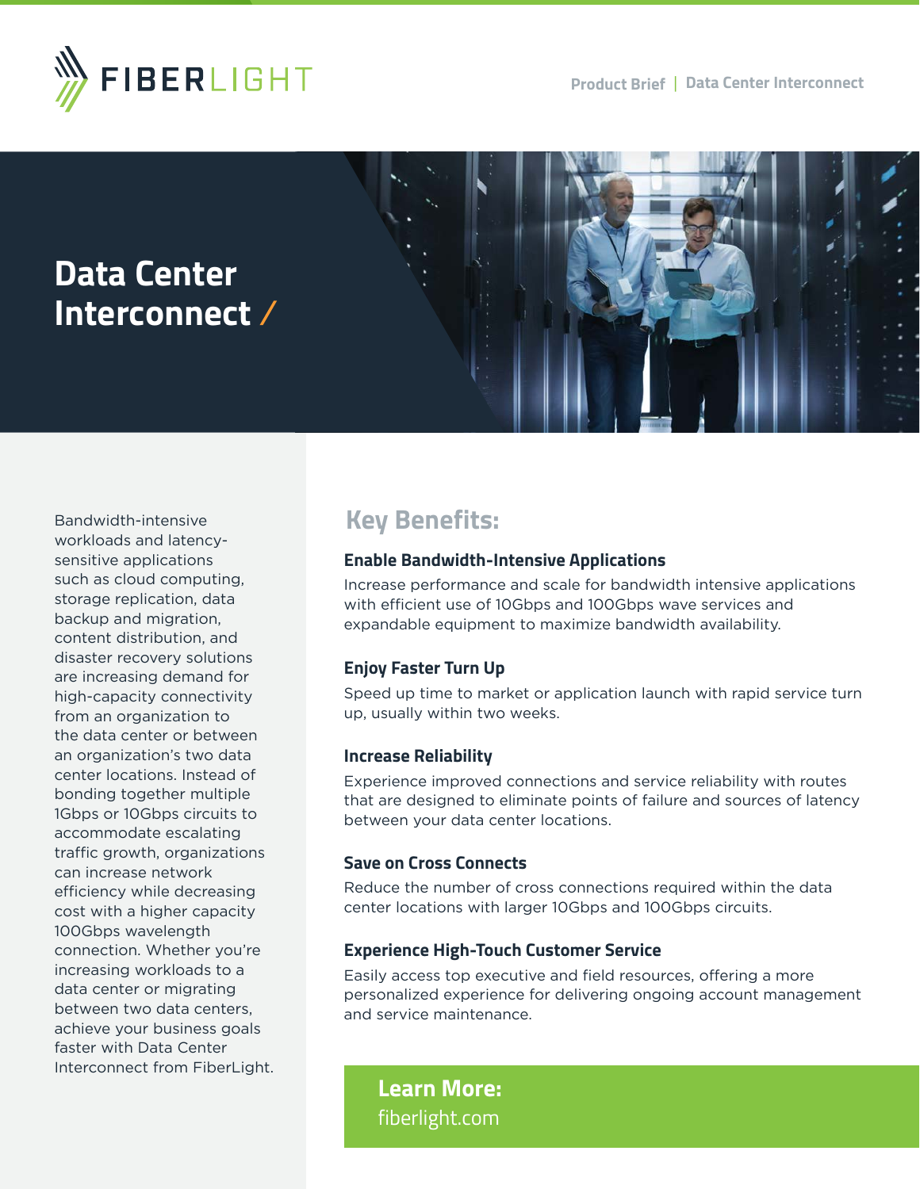FIBERLIGHT

Product Brief | Data Center Interconnect

# Data Center Interconnect /

Bandwidth-intensive workloads and latency-sensitive applications such as cloud computing, storage replication, data backup and migration, content distribution, and disaster recovery solutions are increasing demand for high-capacity connectivity from an organization to the data center or between an organization's two data center locations. Instead of bonding together multiple 1Gbps or 10Gbps circuits to accommodate escalating traffic growth, organizations can increase network efficiency while decreasing cost with a higher capacity 100Gbps wavelength connection. Whether you're increasing workloads to a data center or migrating between two data centers, achieve your business goals faster with Data Center Interconnect from FiberLight.

## Key Benefits:

### Enable Bandwidth-Intensive Applications

Increase performance and scale for bandwidth intensive applications with efficient use of 10Gbps and 100Gbps wave services and expandable equipment to maximize bandwidth availability.

### Enjoy Faster Turn Up

Speed up time to market or application launch with rapid service turn up, usually within two weeks.

### Increase Reliability

Experience improved connections and service reliability with routes that are designed to eliminate points of failure and sources of latency between your data center locations.

### Save on Cross Connects

Reduce the number of cross connections required within the data center locations with larger 10Gbps and 100Gbps circuits.

### Experience High-Touch Customer Service

Easily access top executive and field resources, offering a more personalized experience for delivering ongoing account management and service maintenance.

**Learn More:**
fiberlight.com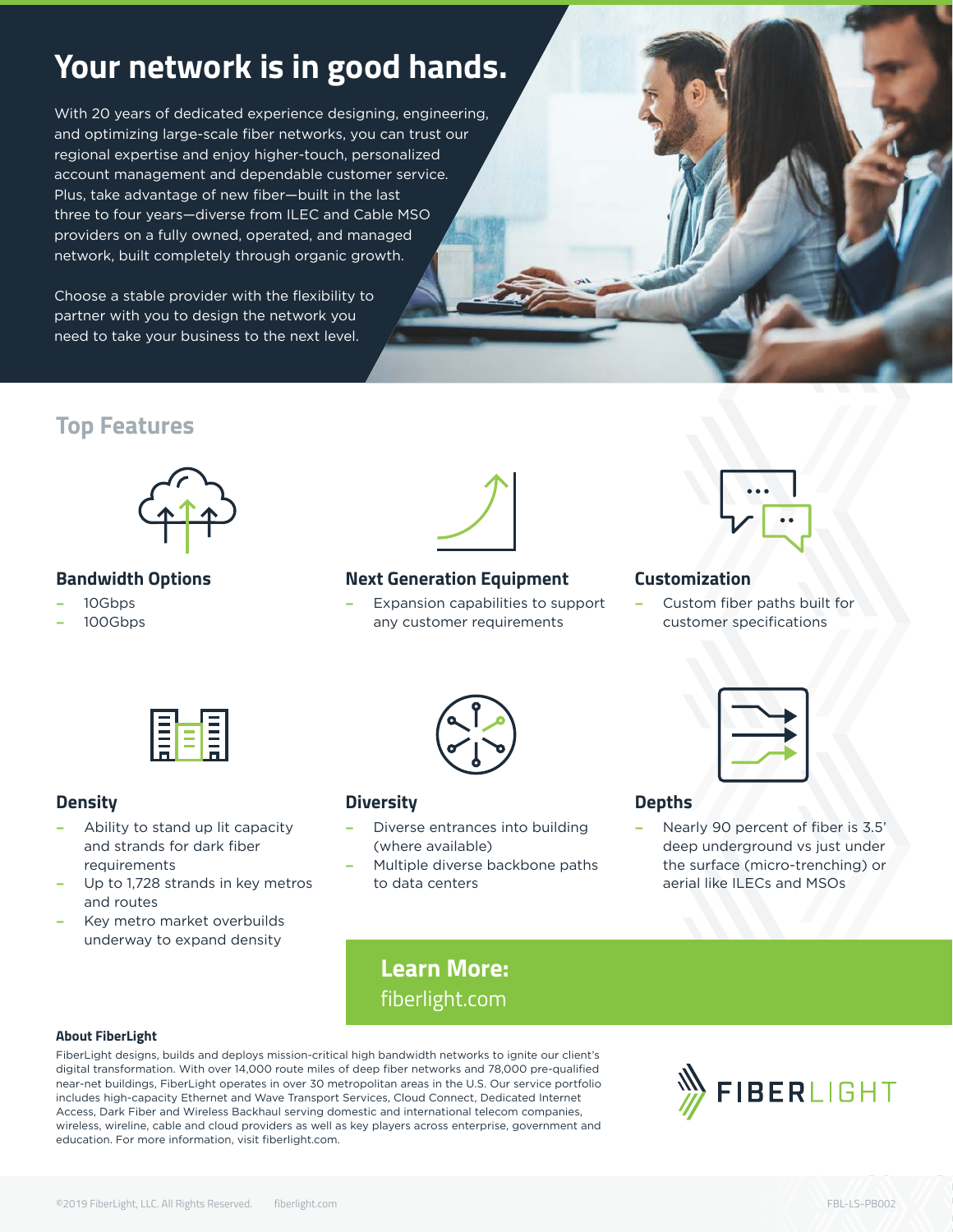# Your network is in good hands.

With 20 years of dedicated experience designing, engineering, and optimizing large-scale fiber networks, you can trust our regional expertise and enjoy higher-touch, personalized account management and dependable customer service. Plus, take advantage of new fiber—built in the last three to four years—diverse from ILEC and Cable MSO providers on a fully owned, operated, and managed network, built completely through organic growth.

Choose a stable provider with the flexibility to partner with you to design the network you need to take your business to the next level.

## Top Features

### Bandwidth Options

- 10Gbps
- 100Gbps

### Next Generation Equipment

- Expansion capabilities to support any customer requirements

### Customization

- Custom fiber paths built for customer specifications

### Density

- Ability to stand up lit capacity and strands for dark fiber requirements
- Up to 1,728 strands in key metros and routes
- Key metro market overbuilds underway to expand density

### Diversity

- Diverse entrances into building (where available)
- Multiple diverse backbone paths to data centers

### Depths

- Nearly 90 percent of fiber is 3.5' deep underground vs just under the surface (micro-trenching) or aerial like ILECs and MSOs

**Learn More:**
fiberlight.com

**About FiberLight**

FiberLight designs, builds and deploys mission-critical high bandwidth networks to ignite our client's digital transformation. With over 14,000 route miles of deep fiber networks and 78,000 pre-qualified near-net buildings, FiberLight operates in over 30 metropolitan areas in the U.S. Our service portfolio includes high-capacity Ethernet and Wave Transport Services, Cloud Connect, Dedicated Internet Access, Dark Fiber and Wireless Backhaul serving domestic and international telecom companies, wireless, wireline, cable and cloud providers as well as key players across enterprise, government and education. For more information, visit fiberlight.com.

FIBERLIGHT

©2019 FiberLight, LLC. All Rights Reserved. fiberlight.com

FBL-LS-PB002